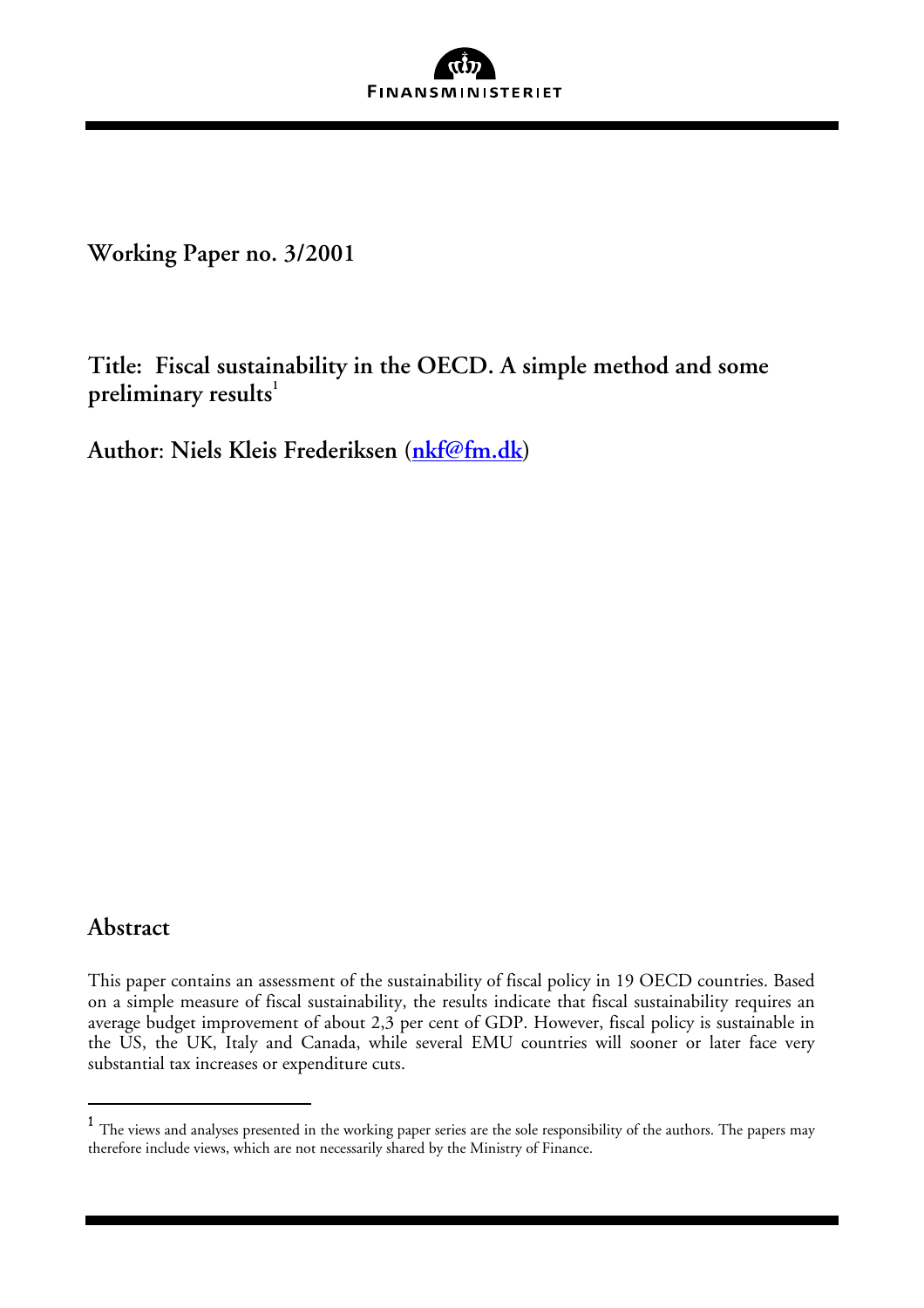FINANSMINISTERIET

**Working Paper no. 3/2001**

# Title: Fiscal sustainability in the OECD. A simple method and some preliminary results[1]

**Author: Niels Kleis Frederiksen (nkf@fm.dk)**

## Abstract

This paper contains an assessment of the sustainability of fiscal policy in 19 OECD countries. Based on a simple measure of fiscal sustainability, the results indicate that fiscal sustainability requires an average budget improvement of about 2,3 per cent of GDP. However, fiscal policy is sustainable in the US, the UK, Italy and Canada, while several EMU countries will sooner or later face very substantial tax increases or expenditure cuts.

---

[1] The views and analyses presented in the working paper series are the sole responsibility of the authors. The papers may therefore include views, which are not necessarily shared by the Ministry of Finance.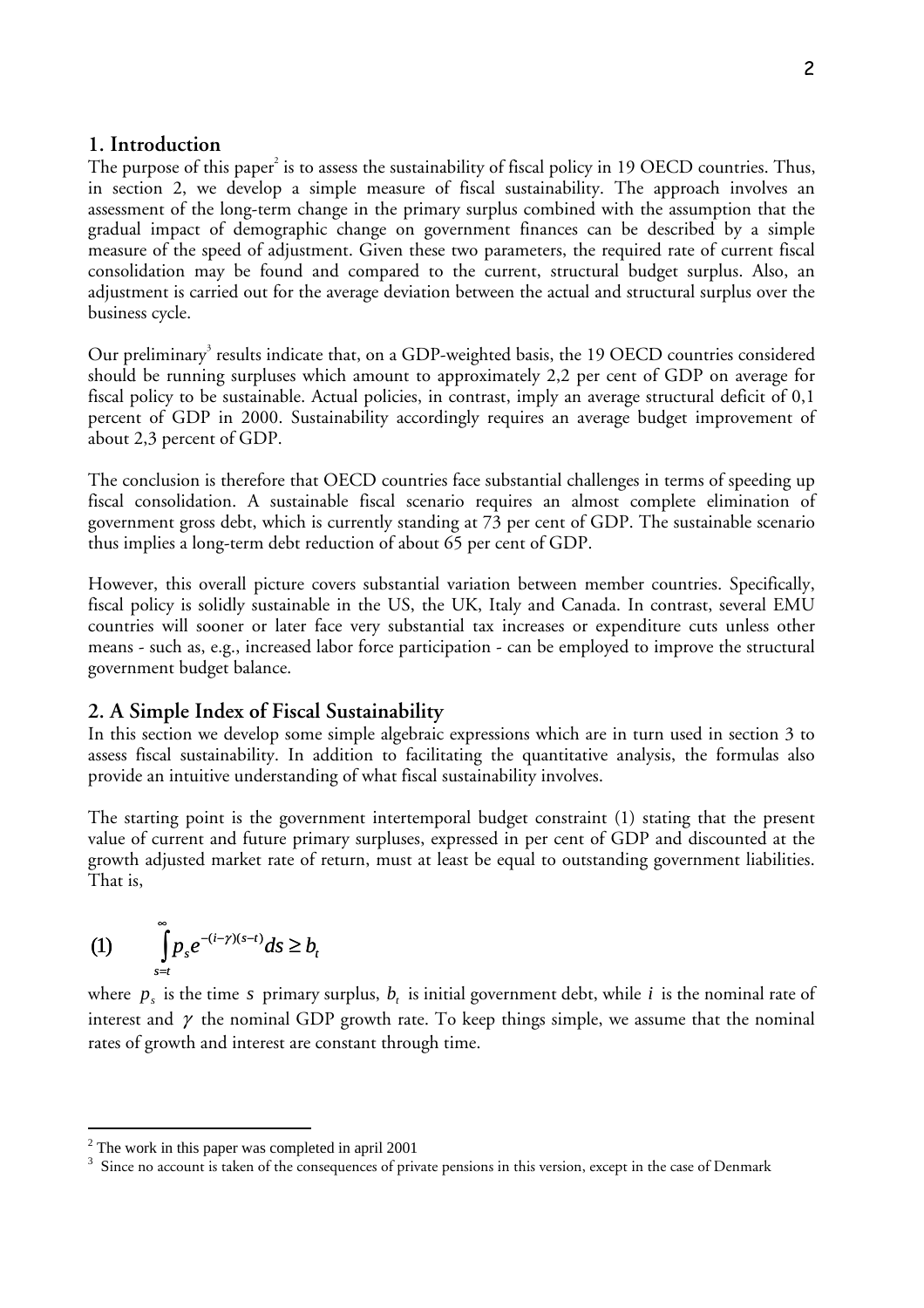## 1. Introduction

The purpose of this paper[2] is to assess the sustainability of fiscal policy in 19 OECD countries. Thus, in section 2, we develop a simple measure of fiscal sustainability. The approach involves an assessment of the long-term change in the primary surplus combined with the assumption that the gradual impact of demographic change on government finances can be described by a simple measure of the speed of adjustment. Given these two parameters, the required rate of current fiscal consolidation may be found and compared to the current, structural budget surplus. Also, an adjustment is carried out for the average deviation between the actual and structural surplus over the business cycle.

Our preliminary[3] results indicate that, on a GDP-weighted basis, the 19 OECD countries considered should be running surpluses which amount to approximately 2,2 per cent of GDP on average for fiscal policy to be sustainable. Actual policies, in contrast, imply an average structural deficit of 0,1 percent of GDP in 2000. Sustainability accordingly requires an average budget improvement of about 2,3 percent of GDP.

The conclusion is therefore that OECD countries face substantial challenges in terms of speeding up fiscal consolidation. A sustainable fiscal scenario requires an almost complete elimination of government gross debt, which is currently standing at 73 per cent of GDP. The sustainable scenario thus implies a long-term debt reduction of about 65 per cent of GDP.

However, this overall picture covers substantial variation between member countries. Specifically, fiscal policy is solidly sustainable in the US, the UK, Italy and Canada. In contrast, several EMU countries will sooner or later face very substantial tax increases or expenditure cuts unless other means - such as, e.g., increased labor force participation - can be employed to improve the structural government budget balance.

## 2. A Simple Index of Fiscal Sustainability

In this section we develop some simple algebraic expressions which are in turn used in section 3 to assess fiscal sustainability. In addition to facilitating the quantitative analysis, the formulas also provide an intuitive understanding of what fiscal sustainability involves.

The starting point is the government intertemporal budget constraint (1) stating that the present value of current and future primary surpluses, expressed in per cent of GDP and discounted at the growth adjusted market rate of return, must at least be equal to outstanding government liabilities. That is,

$$(1) \qquad \int_{s=t}^{\infty} p_s e^{-(i-\gamma)(s-t)} ds \geq b_t$$

where $p_s$ is the time $s$ primary surplus, $b_t$ is initial government debt, while $i$ is the nominal rate of interest and $\gamma$ the nominal GDP growth rate. To keep things simple, we assume that the nominal rates of growth and interest are constant through time.

---

[2] The work in this paper was completed in april 2001

[3] Since no account is taken of the consequences of private pensions in this version, except in the case of Denmark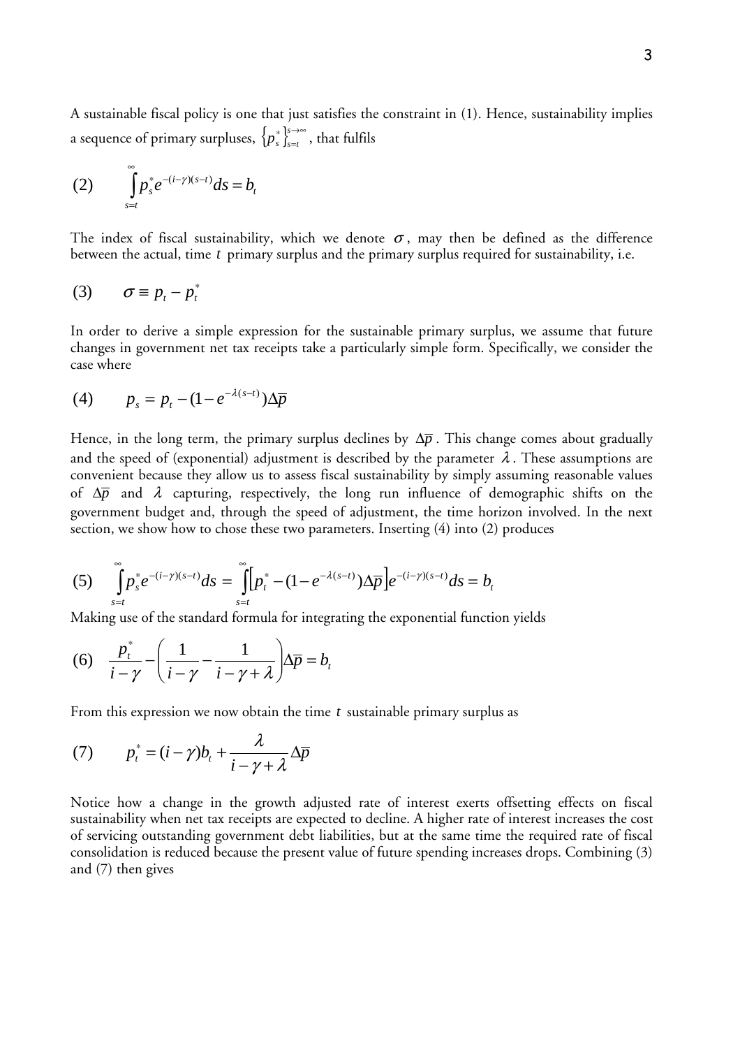A sustainable fiscal policy is one that just satisfies the constraint in (1). Hence, sustainability implies a sequence of primary surpluses, $\{p_s^*\}_{s=t}^{s\to\infty}$, that fulfils

$$\text{(2)} \qquad \int_{s=t}^{\infty} p_s^* e^{-(i-\gamma)(s-t)} ds = b_t$$

The index of fiscal sustainability, which we denote $\sigma$, may then be defined as the difference between the actual, time $t$ primary surplus and the primary surplus required for sustainability, i.e.

$$\text{(3)} \qquad \sigma \equiv p_t - p_t^*$$

In order to derive a simple expression for the sustainable primary surplus, we assume that future changes in government net tax receipts take a particularly simple form. Specifically, we consider the case where

$$\text{(4)} \qquad p_s = p_t - (1 - e^{-\lambda(s-t)})\Delta\overline{p}$$

Hence, in the long term, the primary surplus declines by $\Delta\overline{p}$. This change comes about gradually and the speed of (exponential) adjustment is described by the parameter $\lambda$. These assumptions are convenient because they allow us to assess fiscal sustainability by simply assuming reasonable values of $\Delta\overline{p}$ and $\lambda$ capturing, respectively, the long run influence of demographic shifts on the government budget and, through the speed of adjustment, the time horizon involved. In the next section, we show how to chose these two parameters. Inserting (4) into (2) produces

$$\text{(5)} \qquad \int_{s=t}^{\infty} p_s^* e^{-(i-\gamma)(s-t)} ds = \int_{s=t}^{\infty} \left[ p_t^* - (1 - e^{-\lambda(s-t)})\Delta\overline{p} \right] e^{-(i-\gamma)(s-t)} ds = b_t$$

Making use of the standard formula for integrating the exponential function yields

$$\text{(6)} \qquad \frac{p_t^*}{i-\gamma} - \left( \frac{1}{i-\gamma} - \frac{1}{i-\gamma+\lambda} \right) \Delta\overline{p} = b_t$$

From this expression we now obtain the time $t$ sustainable primary surplus as

$$\text{(7)} \qquad p_t^* = (i-\gamma)b_t + \frac{\lambda}{i-\gamma+\lambda} \Delta\overline{p}$$

Notice how a change in the growth adjusted rate of interest exerts offsetting effects on fiscal sustainability when net tax receipts are expected to decline. A higher rate of interest increases the cost of servicing outstanding government debt liabilities, but at the same time the required rate of fiscal consolidation is reduced because the present value of future spending increases drops. Combining (3) and (7) then gives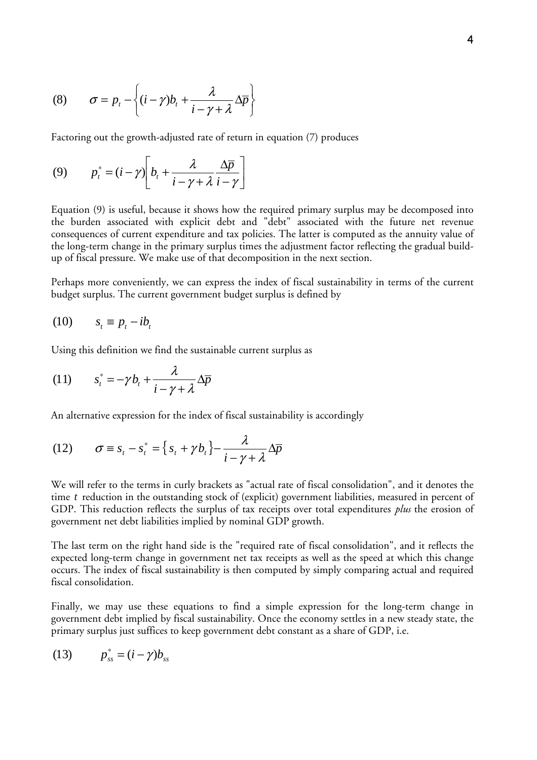$$(8) \qquad \sigma = p_t - \left\{ (i-\gamma)b_t + \frac{\lambda}{i-\gamma+\lambda}\Delta\overline{p} \right\}$$

Factoring out the growth-adjusted rate of return in equation (7) produces

$$(9) \qquad p_t^* = (i-\gamma)\left[ b_t + \frac{\lambda}{i-\gamma+\lambda}\frac{\Delta\overline{p}}{i-\gamma} \right]$$

Equation (9) is useful, because it shows how the required primary surplus may be decomposed into the burden associated with explicit debt and "debt" associated with the future net revenue consequences of current expenditure and tax policies. The latter is computed as the annuity value of the long-term change in the primary surplus times the adjustment factor reflecting the gradual build-up of fiscal pressure. We make use of that decomposition in the next section.

Perhaps more conveniently, we can express the index of fiscal sustainability in terms of the current budget surplus. The current government budget surplus is defined by

$$(10) \qquad s_t \equiv p_t - ib_t$$

Using this definition we find the sustainable current surplus as

$$(11) \qquad s_t^* = -\gamma b_t + \frac{\lambda}{i-\gamma+\lambda}\Delta\overline{p}$$

An alternative expression for the index of fiscal sustainability is accordingly

$$(12) \qquad \sigma \equiv s_t - s_t^* = \left\{ s_t + \gamma b_t \right\} - \frac{\lambda}{i-\gamma+\lambda}\Delta\overline{p}$$

We will refer to the terms in curly brackets as "actual rate of fiscal consolidation", and it denotes the time $t$ reduction in the outstanding stock of (explicit) government liabilities, measured in percent of GDP. This reduction reflects the surplus of tax receipts over total expenditures *plus* the erosion of government net debt liabilities implied by nominal GDP growth.

The last term on the right hand side is the "required rate of fiscal consolidation", and it reflects the expected long-term change in government net tax receipts as well as the speed at which this change occurs. The index of fiscal sustainability is then computed by simply comparing actual and required fiscal consolidation.

Finally, we may use these equations to find a simple expression for the long-term change in government debt implied by fiscal sustainability. Once the economy settles in a new steady state, the primary surplus just suffices to keep government debt constant as a share of GDP, i.e.

$$(13) \qquad p_{ss}^* = (i-\gamma)b_{ss}$$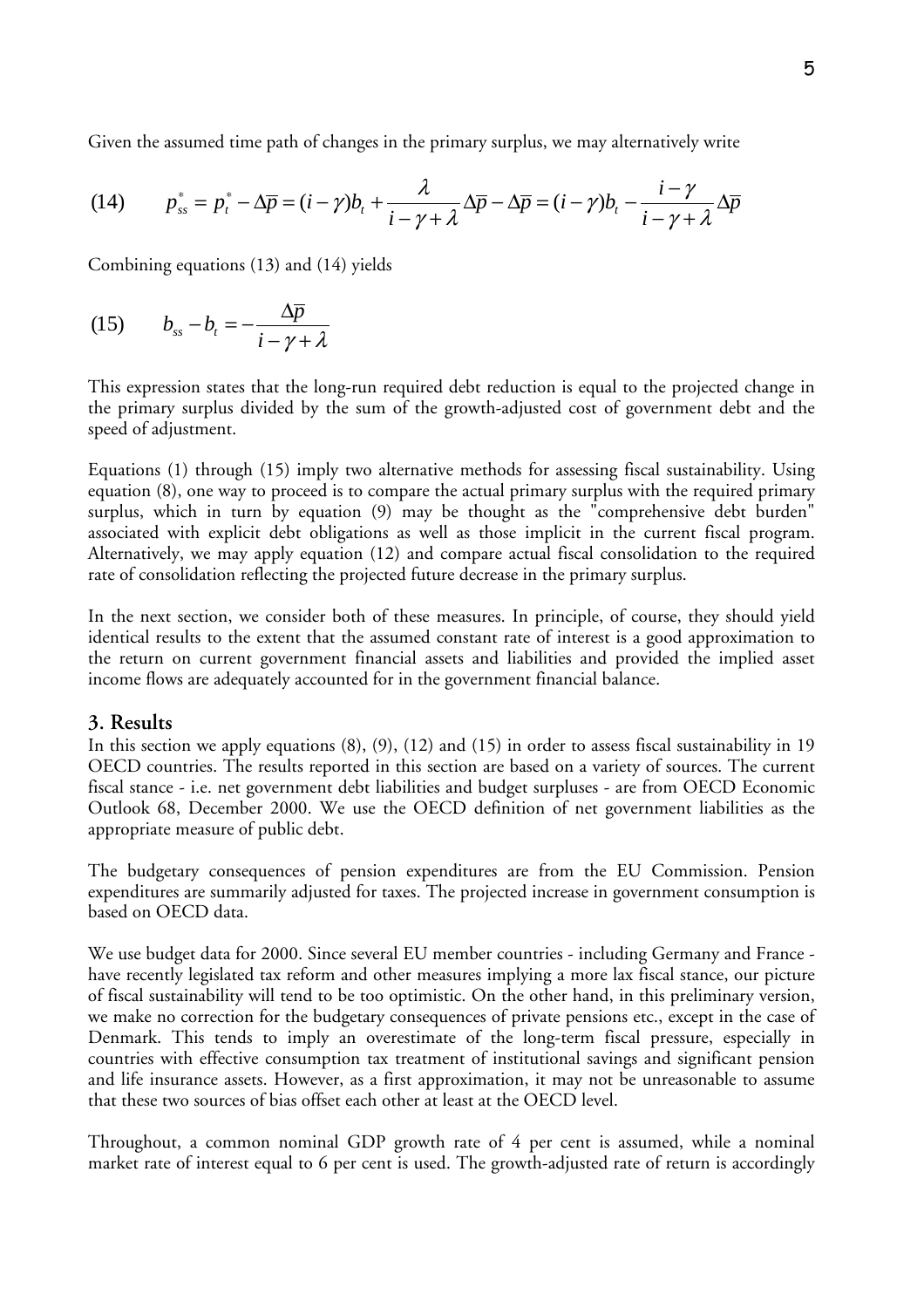Given the assumed time path of changes in the primary surplus, we may alternatively write

$$(14) \qquad p_{ss}^* = p_t^* - \Delta\overline{p} = (i-\gamma)b_t + \frac{\lambda}{i-\gamma+\lambda}\Delta\overline{p} - \Delta\overline{p} = (i-\gamma)b_t - \frac{i-\gamma}{i-\gamma+\lambda}\Delta\overline{p}$$

Combining equations (13) and (14) yields

$$(15) \qquad b_{ss} - b_t = -\frac{\Delta\overline{p}}{i-\gamma+\lambda}$$

This expression states that the long-run required debt reduction is equal to the projected change in the primary surplus divided by the sum of the growth-adjusted cost of government debt and the speed of adjustment.

Equations (1) through (15) imply two alternative methods for assessing fiscal sustainability. Using equation (8), one way to proceed is to compare the actual primary surplus with the required primary surplus, which in turn by equation (9) may be thought as the "comprehensive debt burden" associated with explicit debt obligations as well as those implicit in the current fiscal program. Alternatively, we may apply equation (12) and compare actual fiscal consolidation to the required rate of consolidation reflecting the projected future decrease in the primary surplus.

In the next section, we consider both of these measures. In principle, of course, they should yield identical results to the extent that the assumed constant rate of interest is a good approximation to the return on current government financial assets and liabilities and provided the implied asset income flows are adequately accounted for in the government financial balance.

## 3. Results

In this section we apply equations (8), (9), (12) and (15) in order to assess fiscal sustainability in 19 OECD countries. The results reported in this section are based on a variety of sources. The current fiscal stance - i.e. net government debt liabilities and budget surpluses - are from OECD Economic Outlook 68, December 2000. We use the OECD definition of net government liabilities as the appropriate measure of public debt.

The budgetary consequences of pension expenditures are from the EU Commission. Pension expenditures are summarily adjusted for taxes. The projected increase in government consumption is based on OECD data.

We use budget data for 2000. Since several EU member countries - including Germany and France - have recently legislated tax reform and other measures implying a more lax fiscal stance, our picture of fiscal sustainability will tend to be too optimistic. On the other hand, in this preliminary version, we make no correction for the budgetary consequences of private pensions etc., except in the case of Denmark. This tends to imply an overestimate of the long-term fiscal pressure, especially in countries with effective consumption tax treatment of institutional savings and significant pension and life insurance assets. However, as a first approximation, it may not be unreasonable to assume that these two sources of bias offset each other at least at the OECD level.

Throughout, a common nominal GDP growth rate of 4 per cent is assumed, while a nominal market rate of interest equal to 6 per cent is used. The growth-adjusted rate of return is accordingly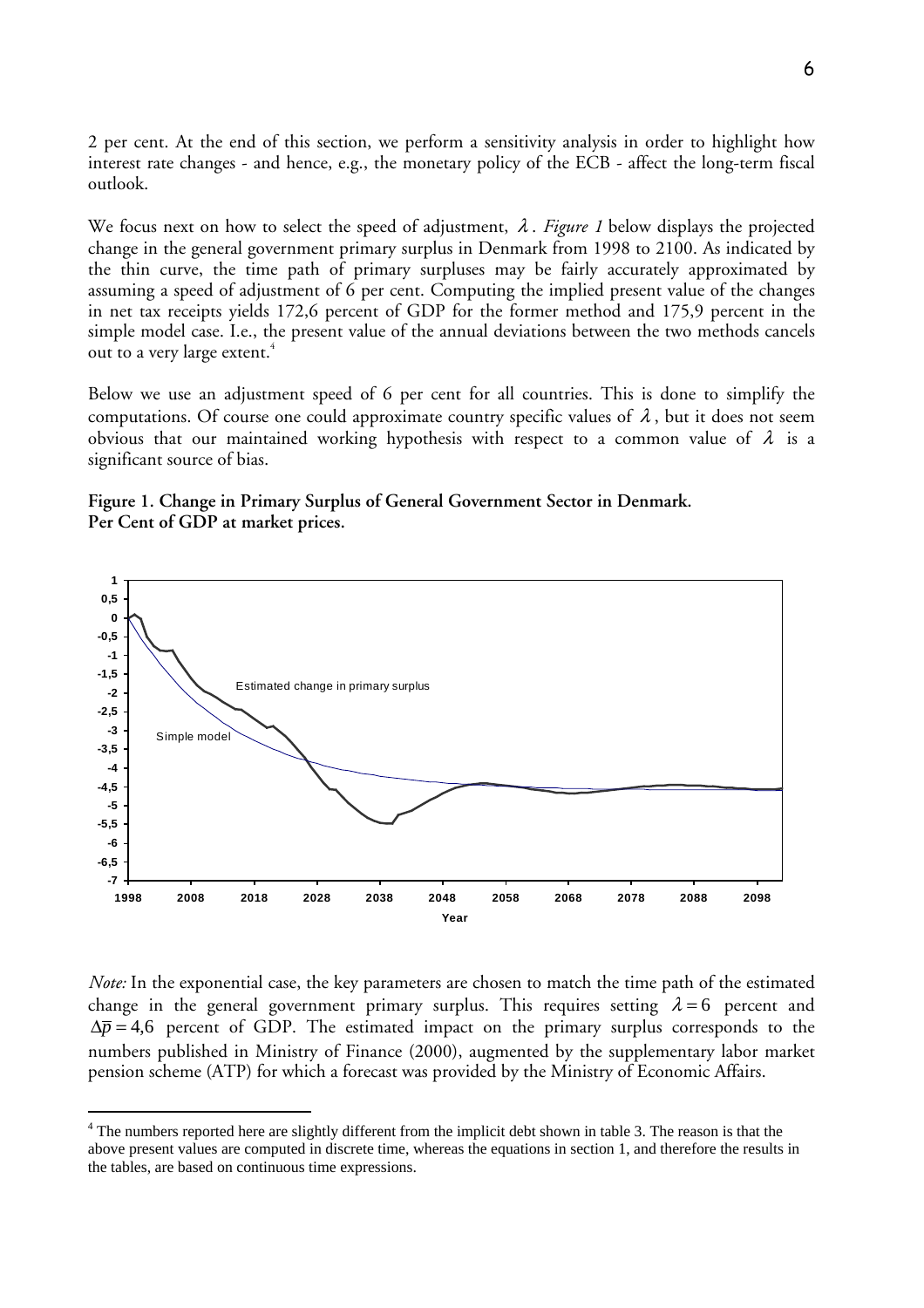2 per cent. At the end of this section, we perform a sensitivity analysis in order to highlight how interest rate changes - and hence, e.g., the monetary policy of the ECB - affect the long-term fiscal outlook.

We focus next on how to select the speed of adjustment, $\lambda$. *Figure 1* below displays the projected change in the general government primary surplus in Denmark from 1998 to 2100. As indicated by the thin curve, the time path of primary surpluses may be fairly accurately approximated by assuming a speed of adjustment of 6 per cent. Computing the implied present value of the changes in net tax receipts yields 172,6 percent of GDP for the former method and 175,9 percent in the simple model case. I.e., the present value of the annual deviations between the two methods cancels out to a very large extent.[4]

Below we use an adjustment speed of 6 per cent for all countries. This is done to simplify the computations. Of course one could approximate country specific values of $\lambda$, but it does not seem obvious that our maintained working hypothesis with respect to a common value of $\lambda$ is a significant source of bias.

**Figure 1. Change in Primary Surplus of General Government Sector in Denmark. Per Cent of GDP at market prices.**

*Note:* In the exponential case, the key parameters are chosen to match the time path of the estimated change in the general government primary surplus. This requires setting $\lambda = 6$ percent and $\Delta\bar{p} = 4{,}6$ percent of GDP. The estimated impact on the primary surplus corresponds to the numbers published in Ministry of Finance (2000), augmented by the supplementary labor market pension scheme (ATP) for which a forecast was provided by the Ministry of Economic Affairs.

[4] The numbers reported here are slightly different from the implicit debt shown in table 3. The reason is that the above present values are computed in discrete time, whereas the equations in section 1, and therefore the results in the tables, are based on continuous time expressions.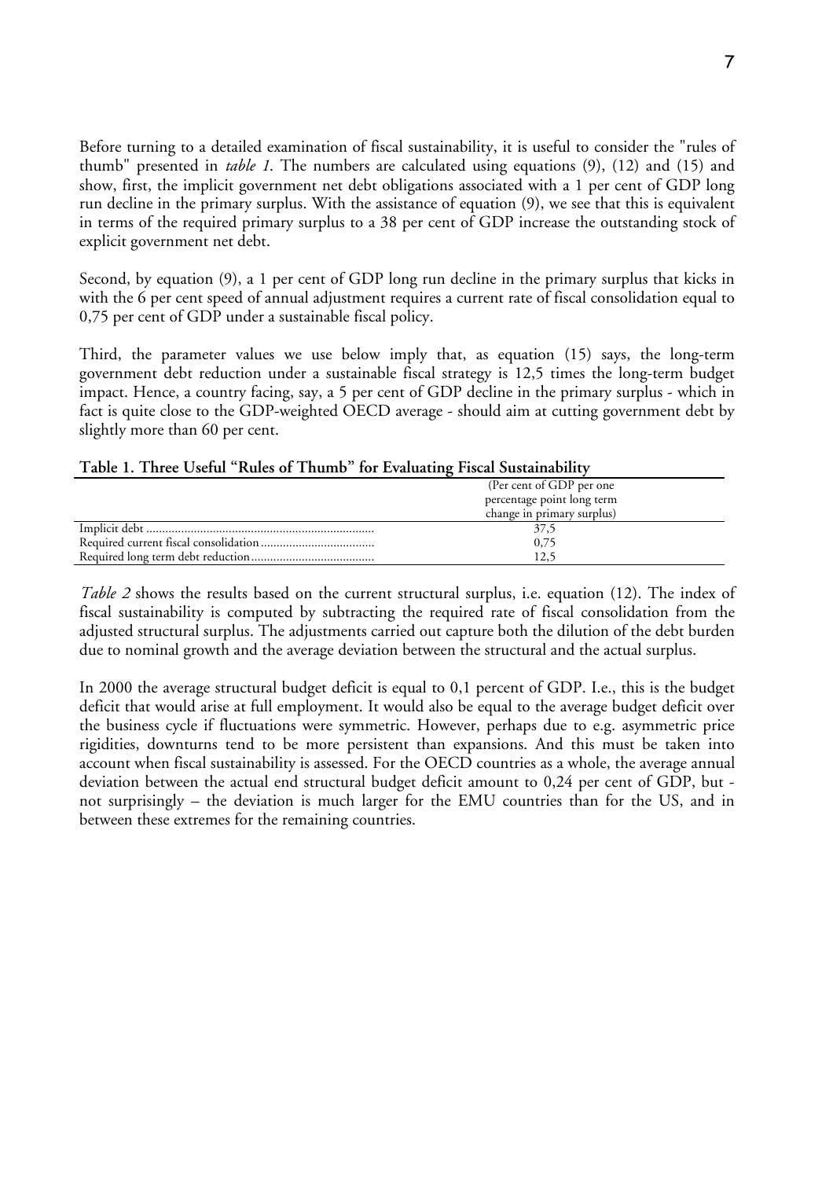Before turning to a detailed examination of fiscal sustainability, it is useful to consider the "rules of thumb" presented in *table 1*. The numbers are calculated using equations (9), (12) and (15) and show, first, the implicit government net debt obligations associated with a 1 per cent of GDP long run decline in the primary surplus. With the assistance of equation (9), we see that this is equivalent in terms of the required primary surplus to a 38 per cent of GDP increase the outstanding stock of explicit government net debt.

Second, by equation (9), a 1 per cent of GDP long run decline in the primary surplus that kicks in with the 6 per cent speed of annual adjustment requires a current rate of fiscal consolidation equal to 0,75 per cent of GDP under a sustainable fiscal policy.

Third, the parameter values we use below imply that, as equation (15) says, the long-term government debt reduction under a sustainable fiscal strategy is 12,5 times the long-term budget impact. Hence, a country facing, say, a 5 per cent of GDP decline in the primary surplus - which in fact is quite close to the GDP-weighted OECD average - should aim at cutting government debt by slightly more than 60 per cent.

**Table 1. Three Useful "Rules of Thumb" for Evaluating Fiscal Sustainability**

| | (Per cent of GDP per one percentage point long term change in primary surplus) |
|---|---|
| Implicit debt | 37,5 |
| Required current fiscal consolidation | 0,75 |
| Required long term debt reduction | 12,5 |

*Table 2* shows the results based on the current structural surplus, i.e. equation (12). The index of fiscal sustainability is computed by subtracting the required rate of fiscal consolidation from the adjusted structural surplus. The adjustments carried out capture both the dilution of the debt burden due to nominal growth and the average deviation between the structural and the actual surplus.

In 2000 the average structural budget deficit is equal to 0,1 percent of GDP. I.e., this is the budget deficit that would arise at full employment. It would also be equal to the average budget deficit over the business cycle if fluctuations were symmetric. However, perhaps due to e.g. asymmetric price rigidities, downturns tend to be more persistent than expansions. And this must be taken into account when fiscal sustainability is assessed. For the OECD countries as a whole, the average annual deviation between the actual end structural budget deficit amount to 0,24 per cent of GDP, but - not surprisingly – the deviation is much larger for the EMU countries than for the US, and in between these extremes for the remaining countries.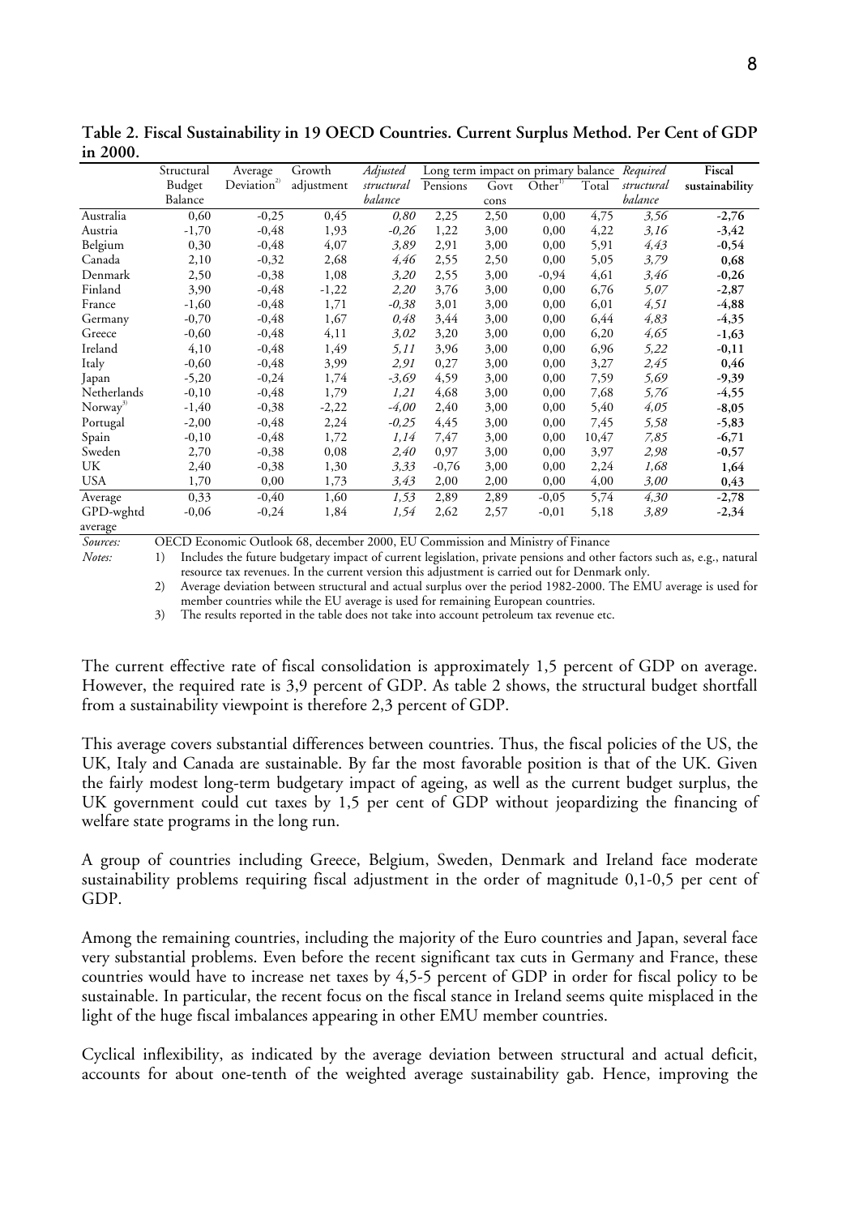**Table 2. Fiscal Sustainability in 19 OECD Countries. Current Surplus Method. Per Cent of GDP in 2000.**

| | Structural Budget Balance | Average Deviation[2] | Growth adjustment | *Adjusted structural balance* | Long term impact on primary balance | | | | *Required structural balance* | **Fiscal sustainability** |
|---|---|---|---|---|---|---|---|---|---|---|
| | | | | | Pensions | Govt cons | Other[1] | Total | | |
| Australia | 0,60 | -0,25 | 0,45 | *0,80* | 2,25 | 2,50 | 0,00 | 4,75 | *3,56* | **-2,76** |
| Austria | -1,70 | -0,48 | 1,93 | *-0,26* | 1,22 | 3,00 | 0,00 | 4,22 | *3,16* | **-3,42** |
| Belgium | 0,30 | -0,48 | 4,07 | *3,89* | 2,91 | 3,00 | 0,00 | 5,91 | *4,43* | **-0,54** |
| Canada | 2,10 | -0,32 | 2,68 | *4,46* | 2,55 | 2,50 | 0,00 | 5,05 | *3,79* | **0,68** |
| Denmark | 2,50 | -0,38 | 1,08 | *3,20* | 2,55 | 3,00 | -0,94 | 4,61 | *3,46* | **-0,26** |
| Finland | 3,90 | -0,48 | -1,22 | *2,20* | 3,76 | 3,00 | 0,00 | 6,76 | *5,07* | **-2,87** |
| France | -1,60 | -0,48 | 1,71 | *-0,38* | 3,01 | 3,00 | 0,00 | 6,01 | *4,51* | **-4,88** |
| Germany | -0,70 | -0,48 | 1,67 | *0,48* | 3,44 | 3,00 | 0,00 | 6,44 | *4,83* | **-4,35** |
| Greece | -0,60 | -0,48 | 4,11 | *3,02* | 3,20 | 3,00 | 0,00 | 6,20 | *4,65* | **-1,63** |
| Ireland | 4,10 | -0,48 | 1,49 | *5,11* | 3,96 | 3,00 | 0,00 | 6,96 | *5,22* | **-0,11** |
| Italy | -0,60 | -0,48 | 3,99 | *2,91* | 0,27 | 3,00 | 0,00 | 3,27 | *2,45* | **0,46** |
| Japan | -5,20 | -0,24 | 1,74 | *-3,69* | 4,59 | 3,00 | 0,00 | 7,59 | *5,69* | **-9,39** |
| Netherlands | -0,10 | -0,48 | 1,79 | *1,21* | 4,68 | 3,00 | 0,00 | 7,68 | *5,76* | **-4,55** |
| Norway[3] | -1,40 | -0,38 | -2,22 | *-4,00* | 2,40 | 3,00 | 0,00 | 5,40 | *4,05* | **-8,05** |
| Portugal | -2,00 | -0,48 | 2,24 | *-0,25* | 4,45 | 3,00 | 0,00 | 7,45 | *5,58* | **-5,83** |
| Spain | -0,10 | -0,48 | 1,72 | *1,14* | 7,47 | 3,00 | 0,00 | 10,47 | *7,85* | **-6,71** |
| Sweden | 2,70 | -0,38 | 0,08 | *2,40* | 0,97 | 3,00 | 0,00 | 3,97 | *2,98* | **-0,57** |
| UK | 2,40 | -0,38 | 1,30 | *3,33* | -0,76 | 3,00 | 0,00 | 2,24 | *1,68* | **1,64** |
| USA | 1,70 | 0,00 | 1,73 | *3,43* | 2,00 | 2,00 | 0,00 | 4,00 | *3,00* | **0,43** |
| Average | 0,33 | -0,40 | 1,60 | *1,53* | 2,89 | 2,89 | -0,05 | 5,74 | *4,30* | **-2,78** |
| GPD-wghtd average | -0,06 | -0,24 | 1,84 | *1,54* | 2,62 | 2,57 | -0,01 | 5,18 | *3,89* | **-2,34** |

*Sources:* OECD Economic Outlook 68, december 2000, EU Commission and Ministry of Finance

*Notes:*
1) Includes the future budgetary impact of current legislation, private pensions and other factors such as, e.g., natural resource tax revenues. In the current version this adjustment is carried out for Denmark only.
2) Average deviation between structural and actual surplus over the period 1982-2000. The EMU average is used for member countries while the EU average is used for remaining European countries.
3) The results reported in the table does not take into account petroleum tax revenue etc.

The current effective rate of fiscal consolidation is approximately 1,5 percent of GDP on average. However, the required rate is 3,9 percent of GDP. As table 2 shows, the structural budget shortfall from a sustainability viewpoint is therefore 2,3 percent of GDP.

This average covers substantial differences between countries. Thus, the fiscal policies of the US, the UK, Italy and Canada are sustainable. By far the most favorable position is that of the UK. Given the fairly modest long-term budgetary impact of ageing, as well as the current budget surplus, the UK government could cut taxes by 1,5 per cent of GDP without jeopardizing the financing of welfare state programs in the long run.

A group of countries including Greece, Belgium, Sweden, Denmark and Ireland face moderate sustainability problems requiring fiscal adjustment in the order of magnitude 0,1-0,5 per cent of GDP.

Among the remaining countries, including the majority of the Euro countries and Japan, several face very substantial problems. Even before the recent significant tax cuts in Germany and France, these countries would have to increase net taxes by 4,5-5 percent of GDP in order for fiscal policy to be sustainable. In particular, the recent focus on the fiscal stance in Ireland seems quite misplaced in the light of the huge fiscal imbalances appearing in other EMU member countries.

Cyclical inflexibility, as indicated by the average deviation between structural and actual deficit, accounts for about one-tenth of the weighted average sustainability gab. Hence, improving the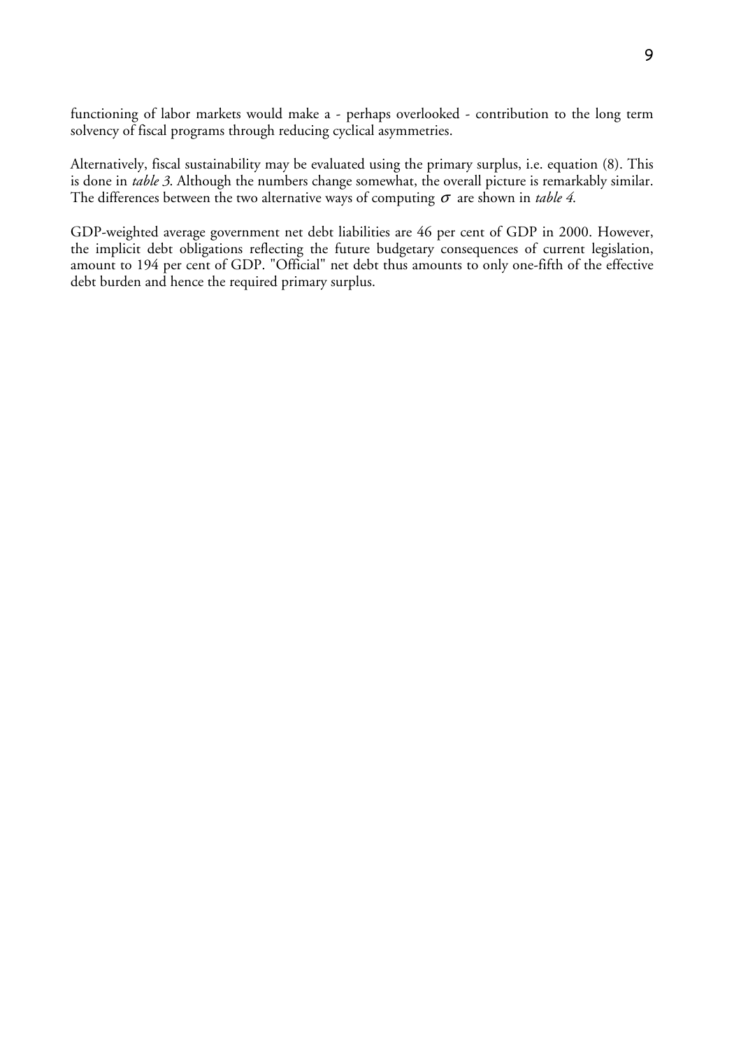functioning of labor markets would make a - perhaps overlooked - contribution to the long term solvency of fiscal programs through reducing cyclical asymmetries.

Alternatively, fiscal sustainability may be evaluated using the primary surplus, i.e. equation (8). This is done in *table 3*. Although the numbers change somewhat, the overall picture is remarkably similar. The differences between the two alternative ways of computing $\sigma$ are shown in *table 4*.

GDP-weighted average government net debt liabilities are 46 per cent of GDP in 2000. However, the implicit debt obligations reflecting the future budgetary consequences of current legislation, amount to 194 per cent of GDP. "Official" net debt thus amounts to only one-fifth of the effective debt burden and hence the required primary surplus.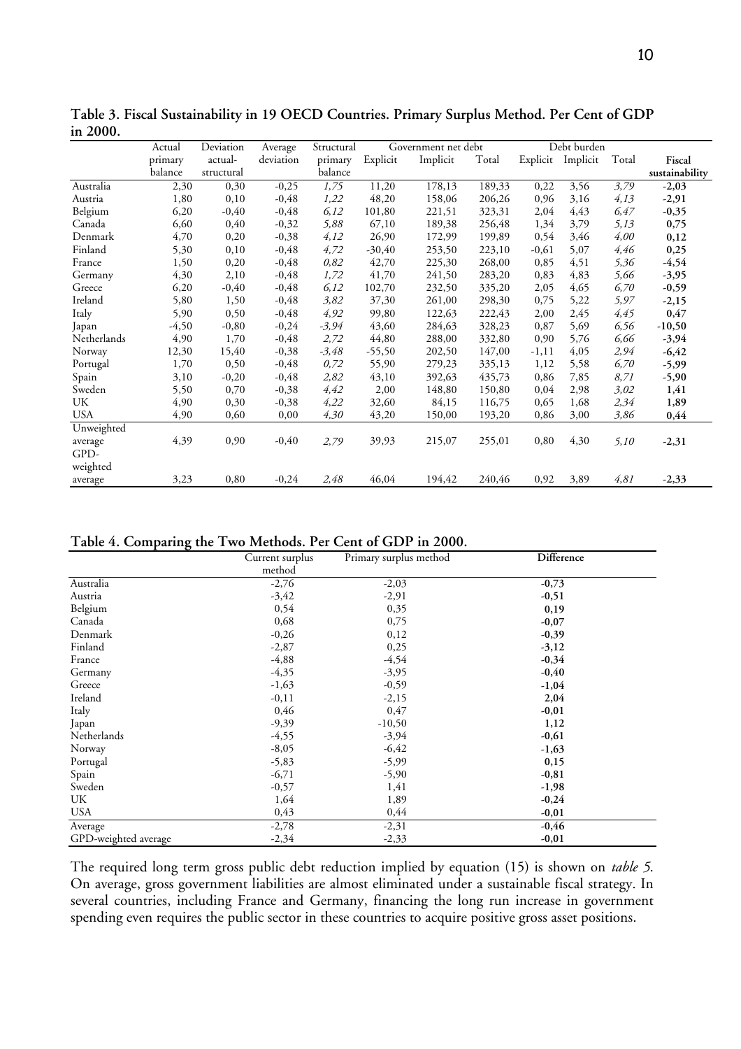**Table 3. Fiscal Sustainability in 19 OECD Countries. Primary Surplus Method. Per Cent of GDP in 2000.**

| | Actual primary balance | Deviation actual-structural | Average deviation | Structural primary balance | Government net debt | | | Debt burden | | | Fiscal sustainability |
|---|---|---|---|---|---|---|---|---|---|---|---|
| | | | | | Explicit | Implicit | Total | Explicit | Implicit | Total | |
| Australia | 2,30 | 0,30 | -0,25 | *1,75* | 11,20 | 178,13 | 189,33 | 0,22 | 3,56 | *3,79* | **-2,03** |
| Austria | 1,80 | 0,10 | -0,48 | *1,22* | 48,20 | 158,06 | 206,26 | 0,96 | 3,16 | *4,13* | **-2,91** |
| Belgium | 6,20 | -0,40 | -0,48 | *6,12* | 101,80 | 221,51 | 323,31 | 2,04 | 4,43 | *6,47* | **-0,35** |
| Canada | 6,60 | 0,40 | -0,32 | *5,88* | 67,10 | 189,38 | 256,48 | 1,34 | 3,79 | *5,13* | **0,75** |
| Denmark | 4,70 | 0,20 | -0,38 | *4,12* | 26,90 | 172,99 | 199,89 | 0,54 | 3,46 | *4,00* | **0,12** |
| Finland | 5,30 | 0,10 | -0,48 | *4,72* | -30,40 | 253,50 | 223,10 | -0,61 | 5,07 | *4,46* | **0,25** |
| France | 1,50 | 0,20 | -0,48 | *0,82* | 42,70 | 225,30 | 268,00 | 0,85 | 4,51 | *5,36* | **-4,54** |
| Germany | 4,30 | 2,10 | -0,48 | *1,72* | 41,70 | 241,50 | 283,20 | 0,83 | 4,83 | *5,66* | **-3,95** |
| Greece | 6,20 | -0,40 | -0,48 | *6,12* | 102,70 | 232,50 | 335,20 | 2,05 | 4,65 | *6,70* | **-0,59** |
| Ireland | 5,80 | 1,50 | -0,48 | *3,82* | 37,30 | 261,00 | 298,30 | 0,75 | 5,22 | *5,97* | **-2,15** |
| Italy | 5,90 | 0,50 | -0,48 | *4,92* | 99,80 | 122,63 | 222,43 | 2,00 | 2,45 | *4,45* | **0,47** |
| Japan | -4,50 | -0,80 | -0,24 | *-3,94* | 43,60 | 284,63 | 328,23 | 0,87 | 5,69 | *6,56* | **-10,50** |
| Netherlands | 4,90 | 1,70 | -0,48 | *2,72* | 44,80 | 288,00 | 332,80 | 0,90 | 5,76 | *6,66* | **-3,94** |
| Norway | 12,30 | 15,40 | -0,38 | *-3,48* | -55,50 | 202,50 | 147,00 | -1,11 | 4,05 | *2,94* | **-6,42** |
| Portugal | 1,70 | 0,50 | -0,48 | *0,72* | 55,90 | 279,23 | 335,13 | 1,12 | 5,58 | *6,70* | **-5,99** |
| Spain | 3,10 | -0,20 | -0,48 | *2,82* | 43,10 | 392,63 | 435,73 | 0,86 | 7,85 | *8,71* | **-5,90** |
| Sweden | 5,50 | 0,70 | -0,38 | *4,42* | 2,00 | 148,80 | 150,80 | 0,04 | 2,98 | *3,02* | **1,41** |
| UK | 4,90 | 0,30 | -0,38 | *4,22* | 32,60 | 84,15 | 116,75 | 0,65 | 1,68 | *2,34* | **1,89** |
| USA | 4,90 | 0,60 | 0,00 | *4,30* | 43,20 | 150,00 | 193,20 | 0,86 | 3,00 | *3,86* | **0,44** |
| Unweighted average | 4,39 | 0,90 | -0,40 | *2,79* | 39,93 | 215,07 | 255,01 | 0,80 | 4,30 | *5,10* | **-2,31** |
| GPD-weighted average | 3,23 | 0,80 | -0,24 | *2,48* | 46,04 | 194,42 | 240,46 | 0,92 | 3,89 | *4,81* | **-2,33** |

**Table 4. Comparing the Two Methods. Per Cent of GDP in 2000.**

| | Current surplus method | Primary surplus method | **Difference** |
|---|---|---|---|
| Australia | -2,76 | -2,03 | **-0,73** |
| Austria | -3,42 | -2,91 | **-0,51** |
| Belgium | 0,54 | 0,35 | **0,19** |
| Canada | 0,68 | 0,75 | **-0,07** |
| Denmark | -0,26 | 0,12 | **-0,39** |
| Finland | -2,87 | 0,25 | **-3,12** |
| France | -4,88 | -4,54 | **-0,34** |
| Germany | -4,35 | -3,95 | **-0,40** |
| Greece | -1,63 | -0,59 | **-1,04** |
| Ireland | -0,11 | -2,15 | **2,04** |
| Italy | 0,46 | 0,47 | **-0,01** |
| Japan | -9,39 | -10,50 | **1,12** |
| Netherlands | -4,55 | -3,94 | **-0,61** |
| Norway | -8,05 | -6,42 | **-1,63** |
| Portugal | -5,83 | -5,99 | **0,15** |
| Spain | -6,71 | -5,90 | **-0,81** |
| Sweden | -0,57 | 1,41 | **-1,98** |
| UK | 1,64 | 1,89 | **-0,24** |
| USA | 0,43 | 0,44 | **-0,01** |
| Average | -2,78 | -2,31 | **-0,46** |
| GPD-weighted average | -2,34 | -2,33 | **-0,01** |

The required long term gross public debt reduction implied by equation (15) is shown on *table 5*. On average, gross government liabilities are almost eliminated under a sustainable fiscal strategy. In several countries, including France and Germany, financing the long run increase in government spending even requires the public sector in these countries to acquire positive gross asset positions.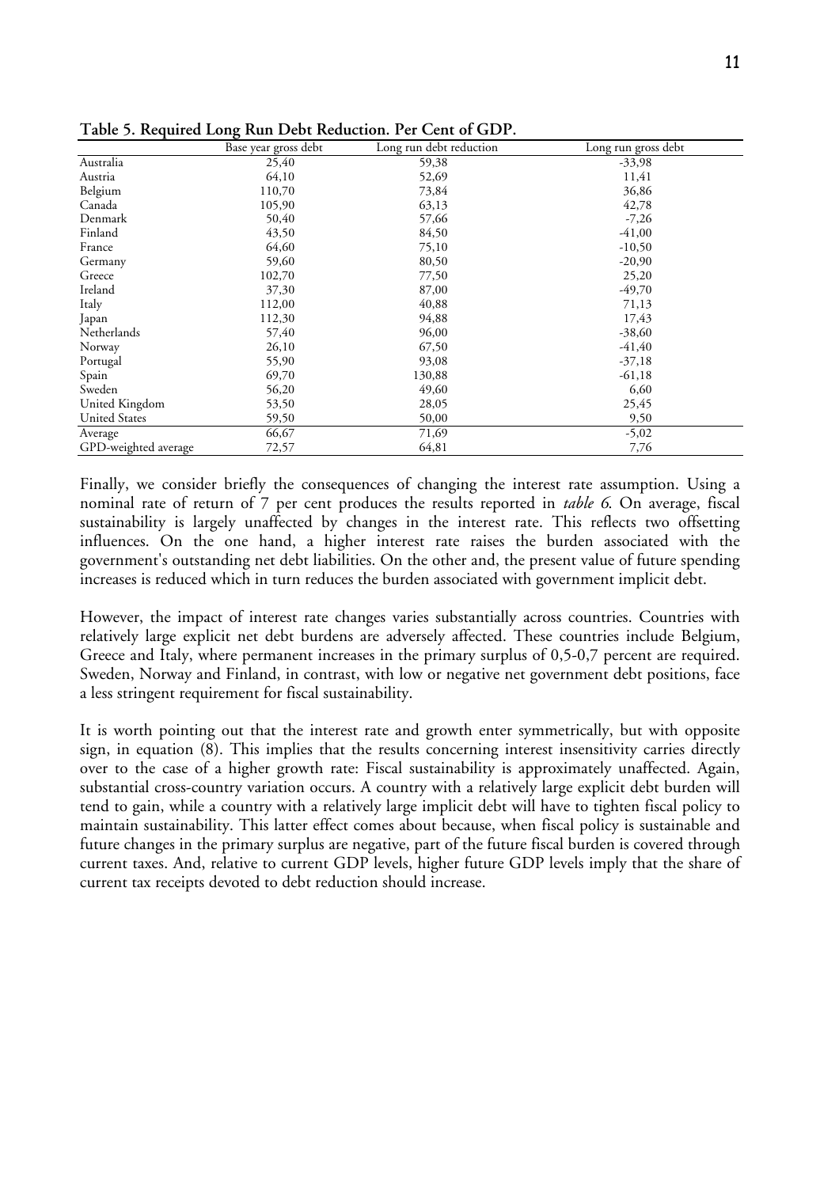**Table 5. Required Long Run Debt Reduction. Per Cent of GDP.**

| | Base year gross debt | Long run debt reduction | Long run gross debt |
|---|---|---|---|
| Australia | 25,40 | 59,38 | -33,98 |
| Austria | 64,10 | 52,69 | 11,41 |
| Belgium | 110,70 | 73,84 | 36,86 |
| Canada | 105,90 | 63,13 | 42,78 |
| Denmark | 50,40 | 57,66 | -7,26 |
| Finland | 43,50 | 84,50 | -41,00 |
| France | 64,60 | 75,10 | -10,50 |
| Germany | 59,60 | 80,50 | -20,90 |
| Greece | 102,70 | 77,50 | 25,20 |
| Ireland | 37,30 | 87,00 | -49,70 |
| Italy | 112,00 | 40,88 | 71,13 |
| Japan | 112,30 | 94,88 | 17,43 |
| Netherlands | 57,40 | 96,00 | -38,60 |
| Norway | 26,10 | 67,50 | -41,40 |
| Portugal | 55,90 | 93,08 | -37,18 |
| Spain | 69,70 | 130,88 | -61,18 |
| Sweden | 56,20 | 49,60 | 6,60 |
| United Kingdom | 53,50 | 28,05 | 25,45 |
| United States | 59,50 | 50,00 | 9,50 |
| Average | 66,67 | 71,69 | -5,02 |
| GPD-weighted average | 72,57 | 64,81 | 7,76 |

Finally, we consider briefly the consequences of changing the interest rate assumption. Using a nominal rate of return of 7 per cent produces the results reported in *table 6*. On average, fiscal sustainability is largely unaffected by changes in the interest rate. This reflects two offsetting influences. On the one hand, a higher interest rate raises the burden associated with the government's outstanding net debt liabilities. On the other and, the present value of future spending increases is reduced which in turn reduces the burden associated with government implicit debt.

However, the impact of interest rate changes varies substantially across countries. Countries with relatively large explicit net debt burdens are adversely affected. These countries include Belgium, Greece and Italy, where permanent increases in the primary surplus of 0,5-0,7 percent are required. Sweden, Norway and Finland, in contrast, with low or negative net government debt positions, face a less stringent requirement for fiscal sustainability.

It is worth pointing out that the interest rate and growth enter symmetrically, but with opposite sign, in equation (8). This implies that the results concerning interest insensitivity carries directly over to the case of a higher growth rate: Fiscal sustainability is approximately unaffected. Again, substantial cross-country variation occurs. A country with a relatively large explicit debt burden will tend to gain, while a country with a relatively large implicit debt will have to tighten fiscal policy to maintain sustainability. This latter effect comes about because, when fiscal policy is sustainable and future changes in the primary surplus are negative, part of the future fiscal burden is covered through current taxes. And, relative to current GDP levels, higher future GDP levels imply that the share of current tax receipts devoted to debt reduction should increase.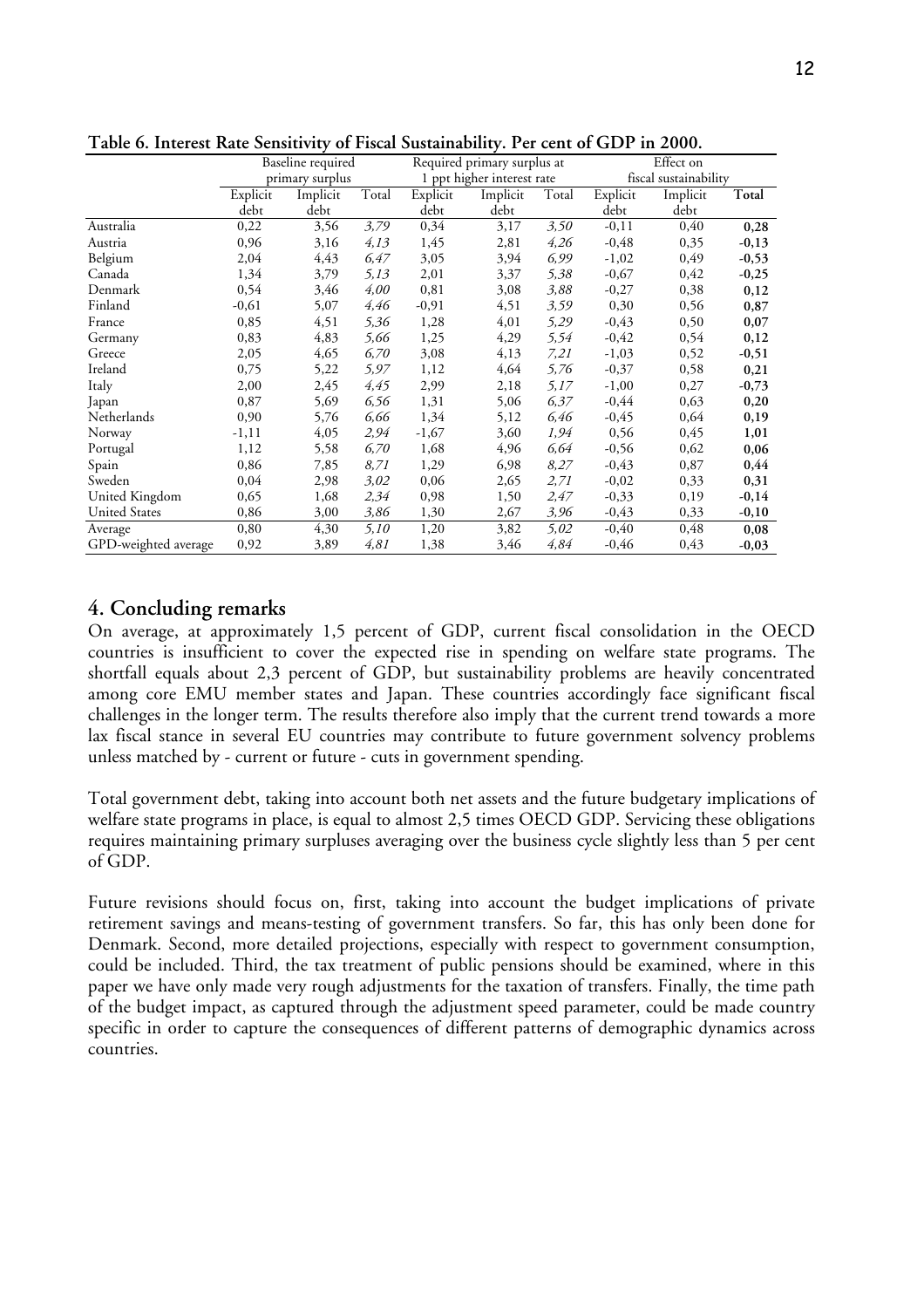**Table 6. Interest Rate Sensitivity of Fiscal Sustainability. Per cent of GDP in 2000.**

| | Baseline required primary surplus | | | Required primary surplus at 1 ppt higher interest rate | | | Effect on fiscal sustainability | | |
|---|---|---|---|---|---|---|---|---|---|
| | Explicit debt | Implicit debt | Total | Explicit debt | Implicit debt | Total | Explicit debt | Implicit debt | **Total** |
| Australia | 0,22 | 3,56 | *3,79* | 0,34 | 3,17 | *3,50* | -0,11 | 0,40 | **0,28** |
| Austria | 0,96 | 3,16 | *4,13* | 1,45 | 2,81 | *4,26* | -0,48 | 0,35 | **-0,13** |
| Belgium | 2,04 | 4,43 | *6,47* | 3,05 | 3,94 | *6,99* | -1,02 | 0,49 | **-0,53** |
| Canada | 1,34 | 3,79 | *5,13* | 2,01 | 3,37 | *5,38* | -0,67 | 0,42 | **-0,25** |
| Denmark | 0,54 | 3,46 | *4,00* | 0,81 | 3,08 | *3,88* | -0,27 | 0,38 | **0,12** |
| Finland | -0,61 | 5,07 | *4,46* | -0,91 | 4,51 | *3,59* | 0,30 | 0,56 | **0,87** |
| France | 0,85 | 4,51 | *5,36* | 1,28 | 4,01 | *5,29* | -0,43 | 0,50 | **0,07** |
| Germany | 0,83 | 4,83 | *5,66* | 1,25 | 4,29 | *5,54* | -0,42 | 0,54 | **0,12** |
| Greece | 2,05 | 4,65 | *6,70* | 3,08 | 4,13 | *7,21* | -1,03 | 0,52 | **-0,51** |
| Ireland | 0,75 | 5,22 | *5,97* | 1,12 | 4,64 | *5,76* | -0,37 | 0,58 | **0,21** |
| Italy | 2,00 | 2,45 | *4,45* | 2,99 | 2,18 | *5,17* | -1,00 | 0,27 | **-0,73** |
| Japan | 0,87 | 5,69 | *6,56* | 1,31 | 5,06 | *6,37* | -0,44 | 0,63 | **0,20** |
| Netherlands | 0,90 | 5,76 | *6,66* | 1,34 | 5,12 | *6,46* | -0,45 | 0,64 | **0,19** |
| Norway | -1,11 | 4,05 | *2,94* | -1,67 | 3,60 | *1,94* | 0,56 | 0,45 | **1,01** |
| Portugal | 1,12 | 5,58 | *6,70* | 1,68 | 4,96 | *6,64* | -0,56 | 0,62 | **0,06** |
| Spain | 0,86 | 7,85 | *8,71* | 1,29 | 6,98 | *8,27* | -0,43 | 0,87 | **0,44** |
| Sweden | 0,04 | 2,98 | *3,02* | 0,06 | 2,65 | *2,71* | -0,02 | 0,33 | **0,31** |
| United Kingdom | 0,65 | 1,68 | *2,34* | 0,98 | 1,50 | *2,47* | -0,33 | 0,19 | **-0,14** |
| United States | 0,86 | 3,00 | *3,86* | 1,30 | 2,67 | *3,96* | -0,43 | 0,33 | **-0,10** |
| Average | 0,80 | 4,30 | *5,10* | 1,20 | 3,82 | *5,02* | -0,40 | 0,48 | **0,08** |
| GPD-weighted average | 0,92 | 3,89 | *4,81* | 1,38 | 3,46 | *4,84* | -0,46 | 0,43 | **-0,03** |

## 4. Concluding remarks

On average, at approximately 1,5 percent of GDP, current fiscal consolidation in the OECD countries is insufficient to cover the expected rise in spending on welfare state programs. The shortfall equals about 2,3 percent of GDP, but sustainability problems are heavily concentrated among core EMU member states and Japan. These countries accordingly face significant fiscal challenges in the longer term. The results therefore also imply that the current trend towards a more lax fiscal stance in several EU countries may contribute to future government solvency problems unless matched by - current or future - cuts in government spending.

Total government debt, taking into account both net assets and the future budgetary implications of welfare state programs in place, is equal to almost 2,5 times OECD GDP. Servicing these obligations requires maintaining primary surpluses averaging over the business cycle slightly less than 5 per cent of GDP.

Future revisions should focus on, first, taking into account the budget implications of private retirement savings and means-testing of government transfers. So far, this has only been done for Denmark. Second, more detailed projections, especially with respect to government consumption, could be included. Third, the tax treatment of public pensions should be examined, where in this paper we have only made very rough adjustments for the taxation of transfers. Finally, the time path of the budget impact, as captured through the adjustment speed parameter, could be made country specific in order to capture the consequences of different patterns of demographic dynamics across countries.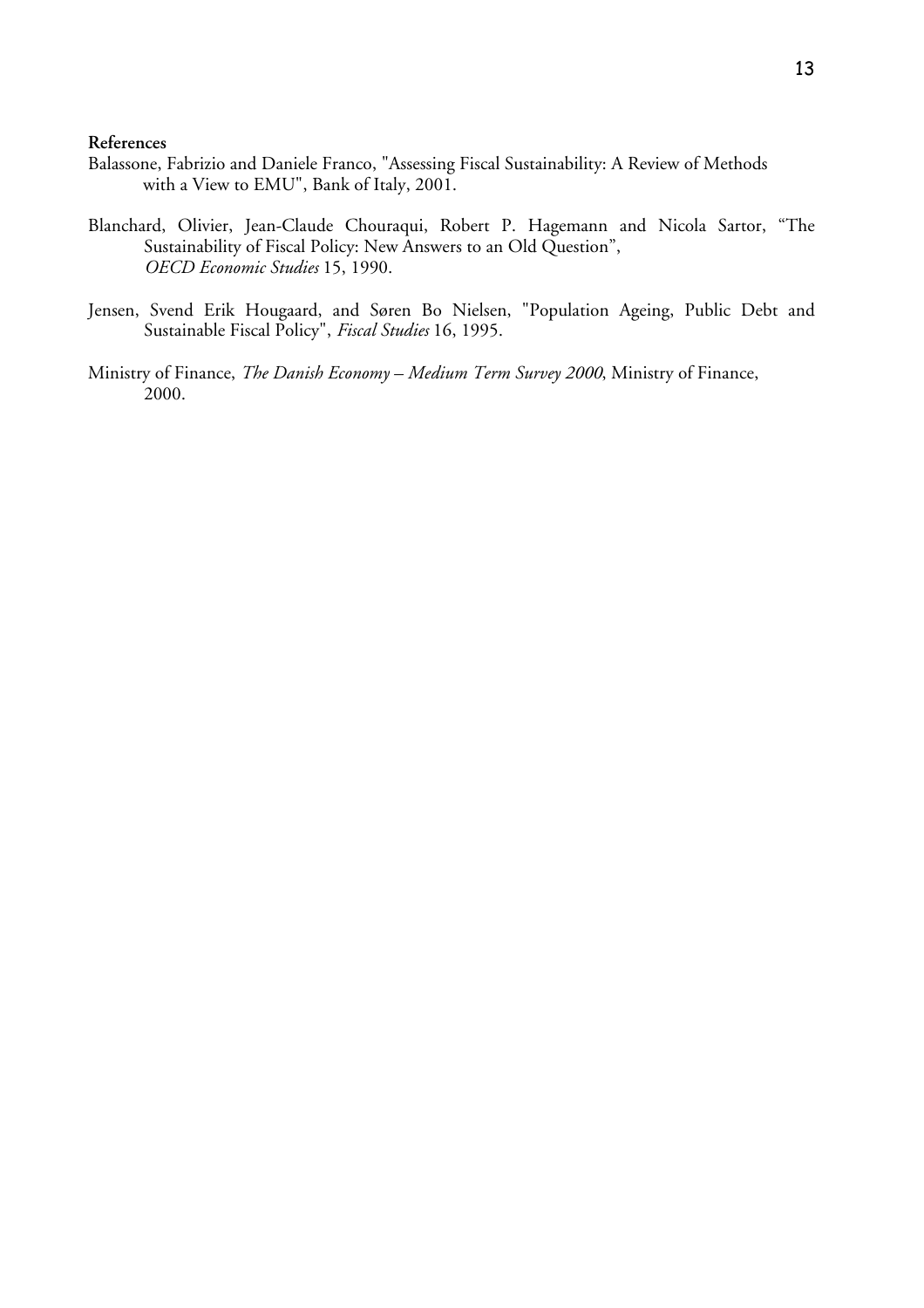**References**

Balassone, Fabrizio and Daniele Franco, "Assessing Fiscal Sustainability: A Review of Methods with a View to EMU", Bank of Italy, 2001.

Blanchard, Olivier, Jean-Claude Chouraqui, Robert P. Hagemann and Nicola Sartor, "The Sustainability of Fiscal Policy: New Answers to an Old Question", *OECD Economic Studies* 15, 1990.

Jensen, Svend Erik Hougaard, and Søren Bo Nielsen, "Population Ageing, Public Debt and Sustainable Fiscal Policy", *Fiscal Studies* 16, 1995.

Ministry of Finance, *The Danish Economy – Medium Term Survey 2000*, Ministry of Finance, 2000.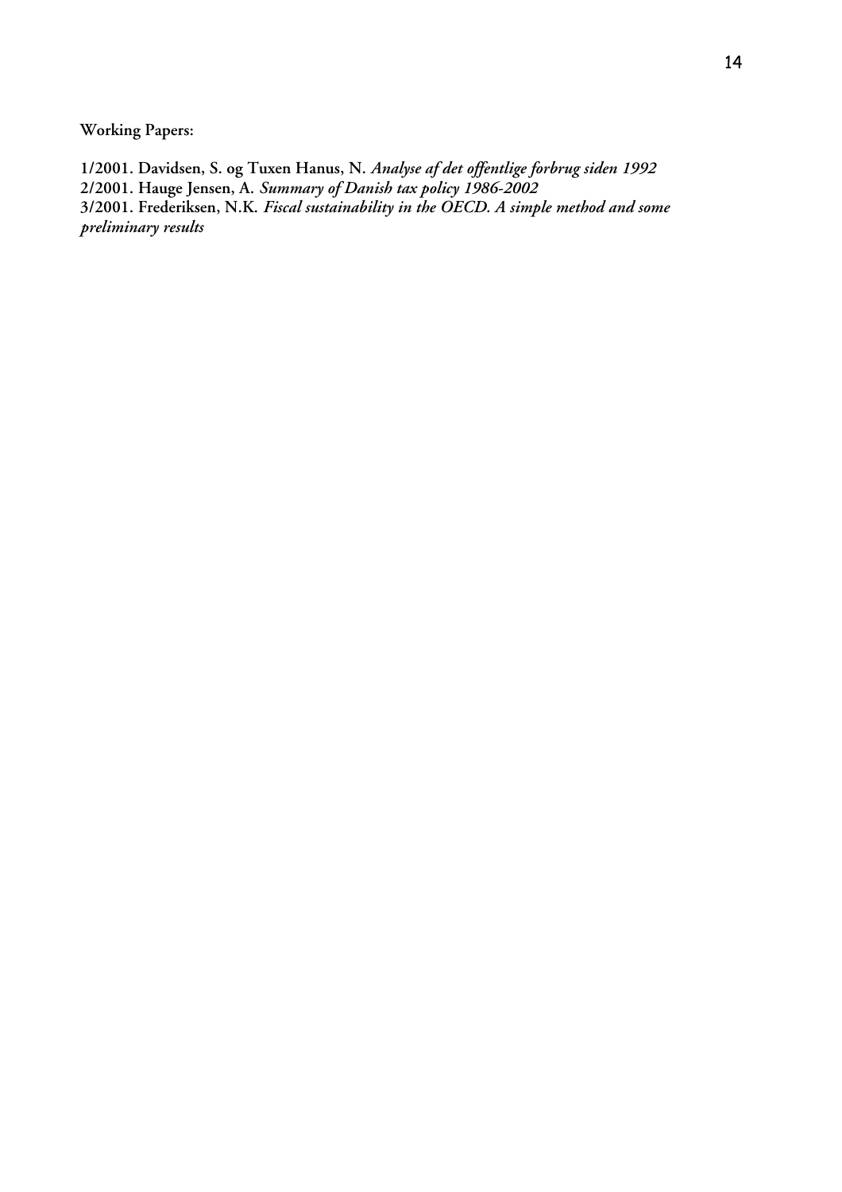**Working Papers:**

**1/2001. Davidsen, S. og Tuxen Hanus, N.** ***Analyse af det offentlige forbrug siden 1992***
**2/2001. Hauge Jensen, A.** ***Summary of Danish tax policy 1986-2002***
**3/2001. Frederiksen, N.K.** ***Fiscal sustainability in the OECD. A simple method and some preliminary results***